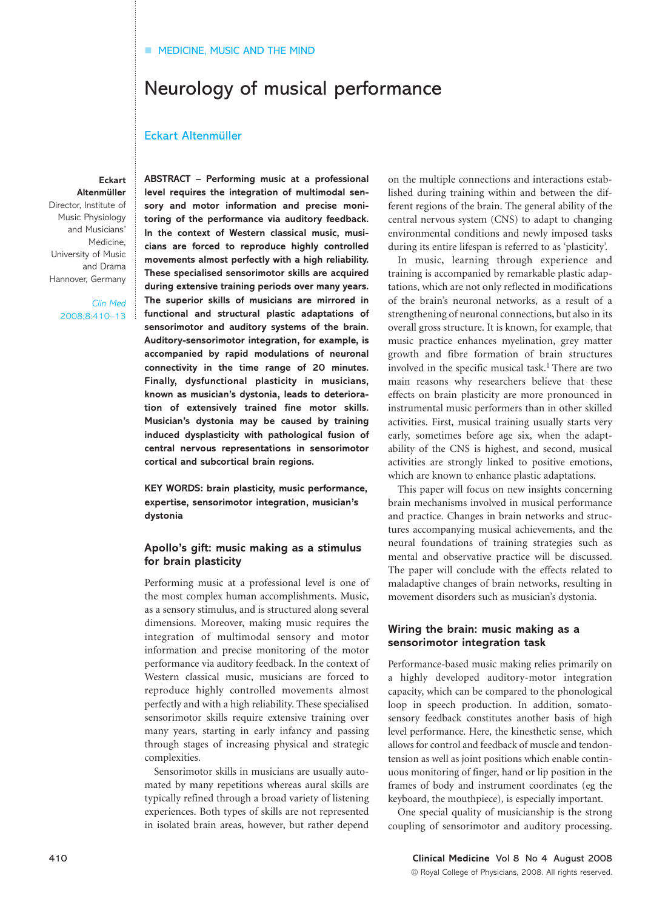MEDICINE, MUSIC AND THE MIND

# Neurology of musical performance

Eckart Altenmüller

**Eckart Altenmüller**
Director, Institute of Music Physiology and Musicians' Medicine, University of Music and Drama Hannover, Germany

**ABSTRACT – Performing music at a professional level requires the integration of multimodal sensory and motor information and precise monitoring of the performance via auditory feedback. In the context of Western classical music, musicians are forced to reproduce highly controlled movements almost perfectly with a high reliability. These specialised sensorimotor skills are acquired during extensive training periods over many years. The superior skills of musicians are mirrored in functional and structural plastic adaptations of sensorimotor and auditory systems of the brain. Auditory-sensorimotor integration, for example, is accompanied by rapid modulations of neuronal connectivity in the time range of 20 minutes. Finally, dysfunctional plasticity in musicians, known as musician's dystonia, leads to deterioration of extensively trained fine motor skills. Musician's dystonia may be caused by training induced dysplasticity with pathological fusion of central nervous representations in sensorimotor cortical and subcortical brain regions.**

**KEY WORDS: brain plasticity, music performance, expertise, sensorimotor integration, musician's dystonia**

## Apollo's gift: music making as a stimulus for brain plasticity

Performing music at a professional level is one of the most complex human accomplishments. Music, as a sensory stimulus, and is structured along several dimensions. Moreover, making music requires the integration of multimodal sensory and motor information and precise monitoring of the motor performance via auditory feedback. In the context of Western classical music, musicians are forced to reproduce highly controlled movements almost perfectly and with a high reliability. These specialised sensorimotor skills require extensive training over many years, starting in early infancy and passing through stages of increasing physical and strategic complexities.

Sensorimotor skills in musicians are usually automated by many repetitions whereas aural skills are typically refined through a broad variety of listening experiences. Both types of skills are not represented in isolated brain areas, however, but rather depend on the multiple connections and interactions established during training within and between the different regions of the brain. The general ability of the central nervous system (CNS) to adapt to changing environmental conditions and newly imposed tasks during its entire lifespan is referred to as 'plasticity'.

In music, learning through experience and training is accompanied by remarkable plastic adaptations, which are not only reflected in modifications of the brain's neuronal networks, as a result of a strengthening of neuronal connections, but also in its overall gross structure. It is known, for example, that music practice enhances myelination, grey matter growth and fibre formation of brain structures involved in the specific musical task.[1] There are two main reasons why researchers believe that these effects on brain plasticity are more pronounced in instrumental music performers than in other skilled activities. First, musical training usually starts very early, sometimes before age six, when the adaptability of the CNS is highest, and second, musical activities are strongly linked to positive emotions, which are known to enhance plastic adaptations.

This paper will focus on new insights concerning brain mechanisms involved in musical performance and practice. Changes in brain networks and structures accompanying musical achievements, and the neural foundations of training strategies such as mental and observative practice will be discussed. The paper will conclude with the effects related to maladaptive changes of brain networks, resulting in movement disorders such as musician's dystonia.

## Wiring the brain: music making as a sensorimotor integration task

Performance-based music making relies primarily on a highly developed auditory-motor integration capacity, which can be compared to the phonological loop in speech production. In addition, somatosensory feedback constitutes another basis of high level performance. Here, the kinesthetic sense, which allows for control and feedback of muscle and tendon-tension as well as joint positions which enable continuous monitoring of finger, hand or lip position in the frames of body and instrument coordinates (eg the keyboard, the mouthpiece), is especially important.

One special quality of musicianship is the strong coupling of sensorimotor and auditory processing.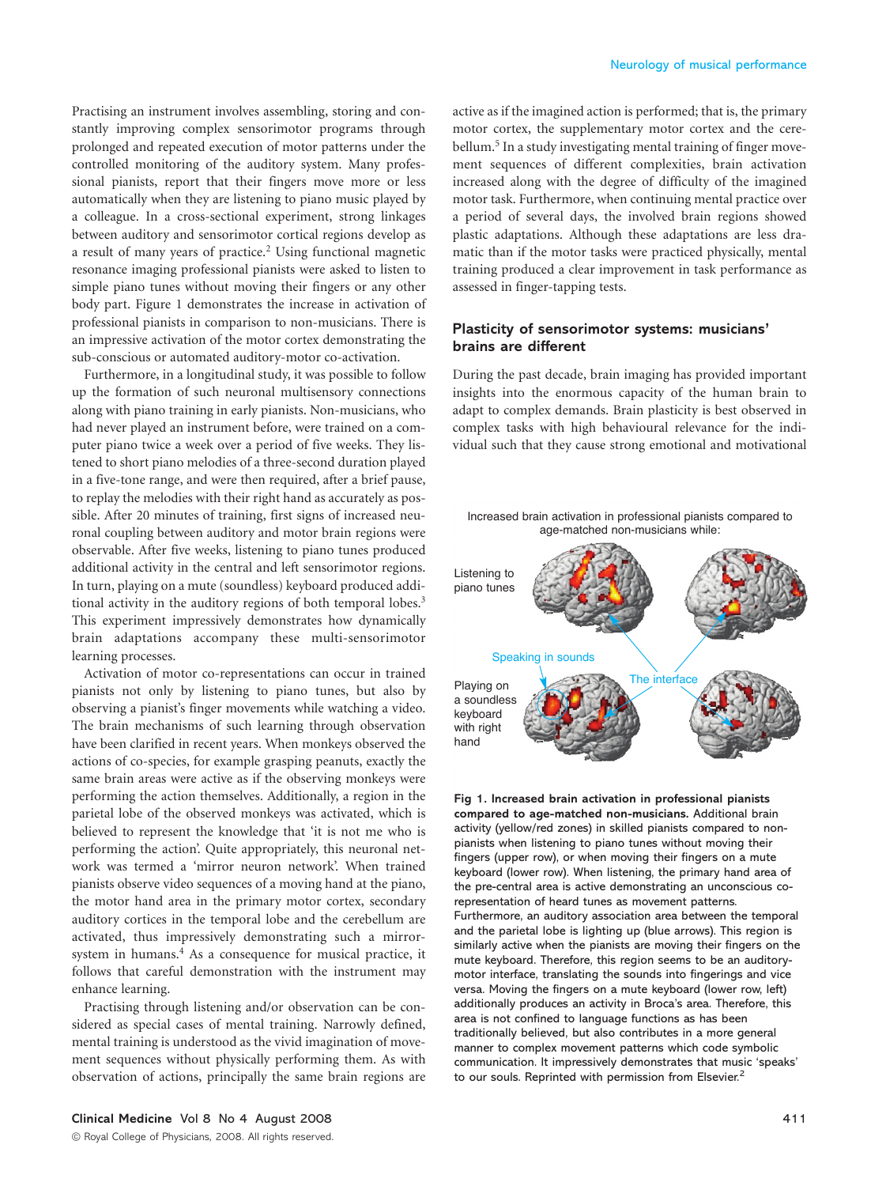Practising an instrument involves assembling, storing and constantly improving complex sensorimotor programs through prolonged and repeated execution of motor patterns under the controlled monitoring of the auditory system. Many professional pianists, report that their fingers move more or less automatically when they are listening to piano music played by a colleague. In a cross-sectional experiment, strong linkages between auditory and sensorimotor cortical regions develop as a result of many years of practice.[2] Using functional magnetic resonance imaging professional pianists were asked to listen to simple piano tunes without moving their fingers or any other body part. Figure 1 demonstrates the increase in activation of professional pianists in comparison to non-musicians. There is an impressive activation of the motor cortex demonstrating the sub-conscious or automated auditory-motor co-activation.

Furthermore, in a longitudinal study, it was possible to follow up the formation of such neuronal multisensory connections along with piano training in early pianists. Non-musicians, who had never played an instrument before, were trained on a computer piano twice a week over a period of five weeks. They listened to short piano melodies of a three-second duration played in a five-tone range, and were then required, after a brief pause, to replay the melodies with their right hand as accurately as possible. After 20 minutes of training, first signs of increased neuronal coupling between auditory and motor brain regions were observable. After five weeks, listening to piano tunes produced additional activity in the central and left sensorimotor regions. In turn, playing on a mute (soundless) keyboard produced additional activity in the auditory regions of both temporal lobes.[3] This experiment impressively demonstrates how dynamically brain adaptations accompany these multi-sensorimotor learning processes.

Activation of motor co-representations can occur in trained pianists not only by listening to piano tunes, but also by observing a pianist's finger movements while watching a video. The brain mechanisms of such learning through observation have been clarified in recent years. When monkeys observed the actions of co-species, for example grasping peanuts, exactly the same brain areas were active as if the observing monkeys were performing the action themselves. Additionally, a region in the parietal lobe of the observed monkeys was activated, which is believed to represent the knowledge that 'it is not me who is performing the action'. Quite appropriately, this neuronal network was termed a 'mirror neuron network'. When trained pianists observe video sequences of a moving hand at the piano, the motor hand area in the primary motor cortex, secondary auditory cortices in the temporal lobe and the cerebellum are activated, thus impressively demonstrating such a mirror-system in humans.[4] As a consequence for musical practice, it follows that careful demonstration with the instrument may enhance learning.

Practising through listening and/or observation can be considered as special cases of mental training. Narrowly defined, mental training is understood as the vivid imagination of movement sequences without physically performing them. As with observation of actions, principally the same brain regions are active as if the imagined action is performed; that is, the primary motor cortex, the supplementary motor cortex and the cerebellum.[5] In a study investigating mental training of finger movement sequences of different complexities, brain activation increased along with the degree of difficulty of the imagined motor task. Furthermore, when continuing mental practice over a period of several days, the involved brain regions showed plastic adaptations. Although these adaptations are less dramatic than if the motor tasks were practiced physically, mental training produced a clear improvement in task performance as assessed in finger-tapping tests.

## Plasticity of sensorimotor systems: musicians' brains are different

During the past decade, brain imaging has provided important insights into the enormous capacity of the human brain to adapt to complex demands. Brain plasticity is best observed in complex tasks with high behavioural relevance for the individual such that they cause strong emotional and motivational

Increased brain activation in professional pianists compared to age-matched non-musicians while:

Listening to piano tunes

Speaking in sounds

The interface

Playing on a soundless keyboard with right hand

**Fig 1. Increased brain activation in professional pianists compared to age-matched non-musicians.** Additional brain activity (yellow/red zones) in skilled pianists compared to non-pianists when listening to piano tunes without moving their fingers (upper row), or when moving their fingers on a mute keyboard (lower row). When listening, the primary hand area of the pre-central area is active demonstrating an unconscious co-representation of heard tunes as movement patterns. Furthermore, an auditory association area between the temporal and the parietal lobe is lighting up (blue arrows). This region is similarly active when the pianists are moving their fingers on the mute keyboard. Therefore, this region seems to be an auditory-motor interface, translating the sounds into fingerings and vice versa. Moving the fingers on a mute keyboard (lower row, left) additionally produces an activity in Broca's area. Therefore, this area is not confined to language functions as has been traditionally believed, but also contributes in a more general manner to complex movement patterns which code symbolic communication. It impressively demonstrates that music 'speaks' to our souls. Reprinted with permission from Elsevier.[2]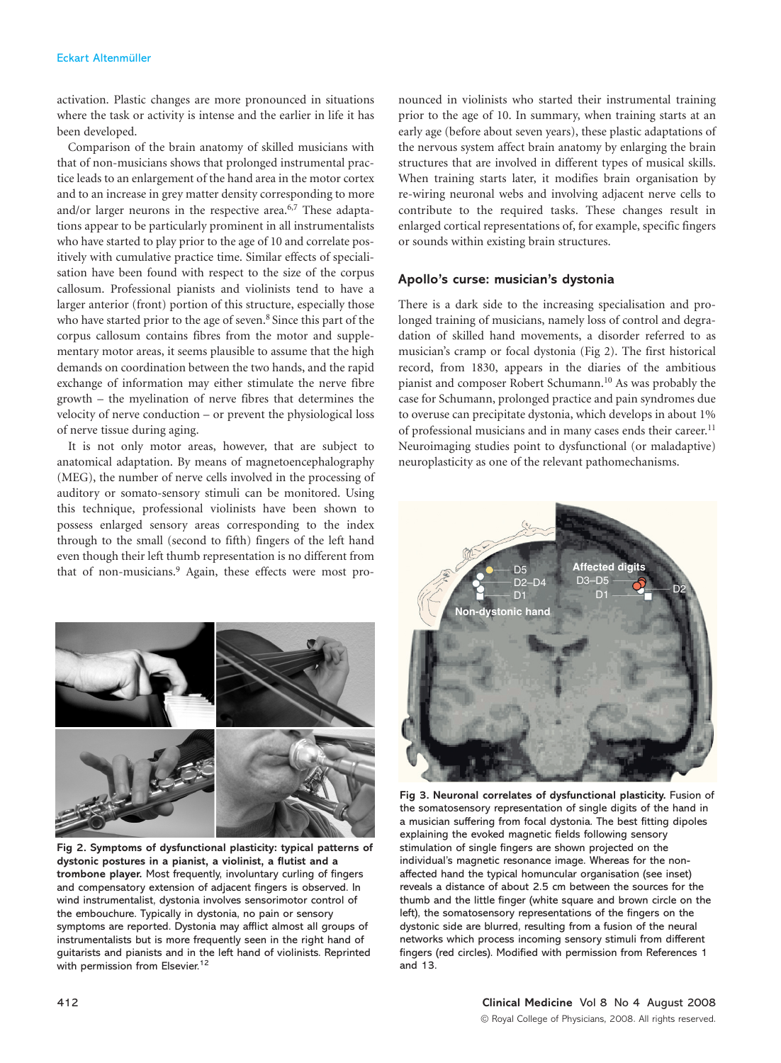activation. Plastic changes are more pronounced in situations where the task or activity is intense and the earlier in life it has been developed.

Comparison of the brain anatomy of skilled musicians with that of non-musicians shows that prolonged instrumental practice leads to an enlargement of the hand area in the motor cortex and to an increase in grey matter density corresponding to more and/or larger neurons in the respective area.[6,7] These adaptations appear to be particularly prominent in all instrumentalists who have started to play prior to the age of 10 and correlate positively with cumulative practice time. Similar effects of specialisation have been found with respect to the size of the corpus callosum. Professional pianists and violinists tend to have a larger anterior (front) portion of this structure, especially those who have started prior to the age of seven.[8] Since this part of the corpus callosum contains fibres from the motor and supplementary motor areas, it seems plausible to assume that the high demands on coordination between the two hands, and the rapid exchange of information may either stimulate the nerve fibre growth – the myelination of nerve fibres that determines the velocity of nerve conduction – or prevent the physiological loss of nerve tissue during aging.

It is not only motor areas, however, that are subject to anatomical adaptation. By means of magnetoencephalography (MEG), the number of nerve cells involved in the processing of auditory or somato-sensory stimuli can be monitored. Using this technique, professional violinists have been shown to possess enlarged sensory areas corresponding to the index through to the small (second to fifth) fingers of the left hand even though their left thumb representation is no different from that of non-musicians.[9] Again, these effects were most pronounced in violinists who started their instrumental training prior to the age of 10. In summary, when training starts at an early age (before about seven years), these plastic adaptations of the nervous system affect brain anatomy by enlarging the brain structures that are involved in different types of musical skills. When training starts later, it modifies brain organisation by re-wiring neuronal webs and involving adjacent nerve cells to contribute to the required tasks. These changes result in enlarged cortical representations of, for example, specific fingers or sounds within existing brain structures.

**Fig 2. Symptoms of dysfunctional plasticity: typical patterns of dystonic postures in a pianist, a violinist, a flutist and a trombone player.** Most frequently, involuntary curling of fingers and compensatory extension of adjacent fingers is observed. In wind instrumentalist, dystonia involves sensorimotor control of the embouchure. Typically in dystonia, no pain or sensory symptoms are reported. Dystonia may afflict almost all groups of instrumentalists but is more frequently seen in the right hand of guitarists and pianists and in the left hand of violinists. Reprinted with permission from Elsevier.[12]

## Apollo's curse: musician's dystonia

There is a dark side to the increasing specialisation and prolonged training of musicians, namely loss of control and degradation of skilled hand movements, a disorder referred to as musician's cramp or focal dystonia (Fig 2). The first historical record, from 1830, appears in the diaries of the ambitious pianist and composer Robert Schumann.[10] As was probably the case for Schumann, prolonged practice and pain syndromes due to overuse can precipitate dystonia, which develops in about 1% of professional musicians and in many cases ends their career.[11] Neuroimaging studies point to dysfunctional (or maladaptive) neuroplasticity as one of the relevant pathomechanisms.

D5
D2–D4
D1
Non-dystonic hand
Affected digits
D3–D5
D1
D2

**Fig 3. Neuronal correlates of dysfunctional plasticity.** Fusion of the somatosensory representation of single digits of the hand in a musician suffering from focal dystonia. The best fitting dipoles explaining the evoked magnetic fields following sensory stimulation of single fingers are shown projected on the individual's magnetic resonance image. Whereas for the non-affected hand the typical homuncular organisation (see inset) reveals a distance of about 2.5 cm between the sources for the thumb and the little finger (white square and brown circle on the left), the somatosensory representations of the fingers on the dystonic side are blurred, resulting from a fusion of the neural networks which process incoming sensory stimuli from different fingers (red circles). Modified with permission from References 1 and 13.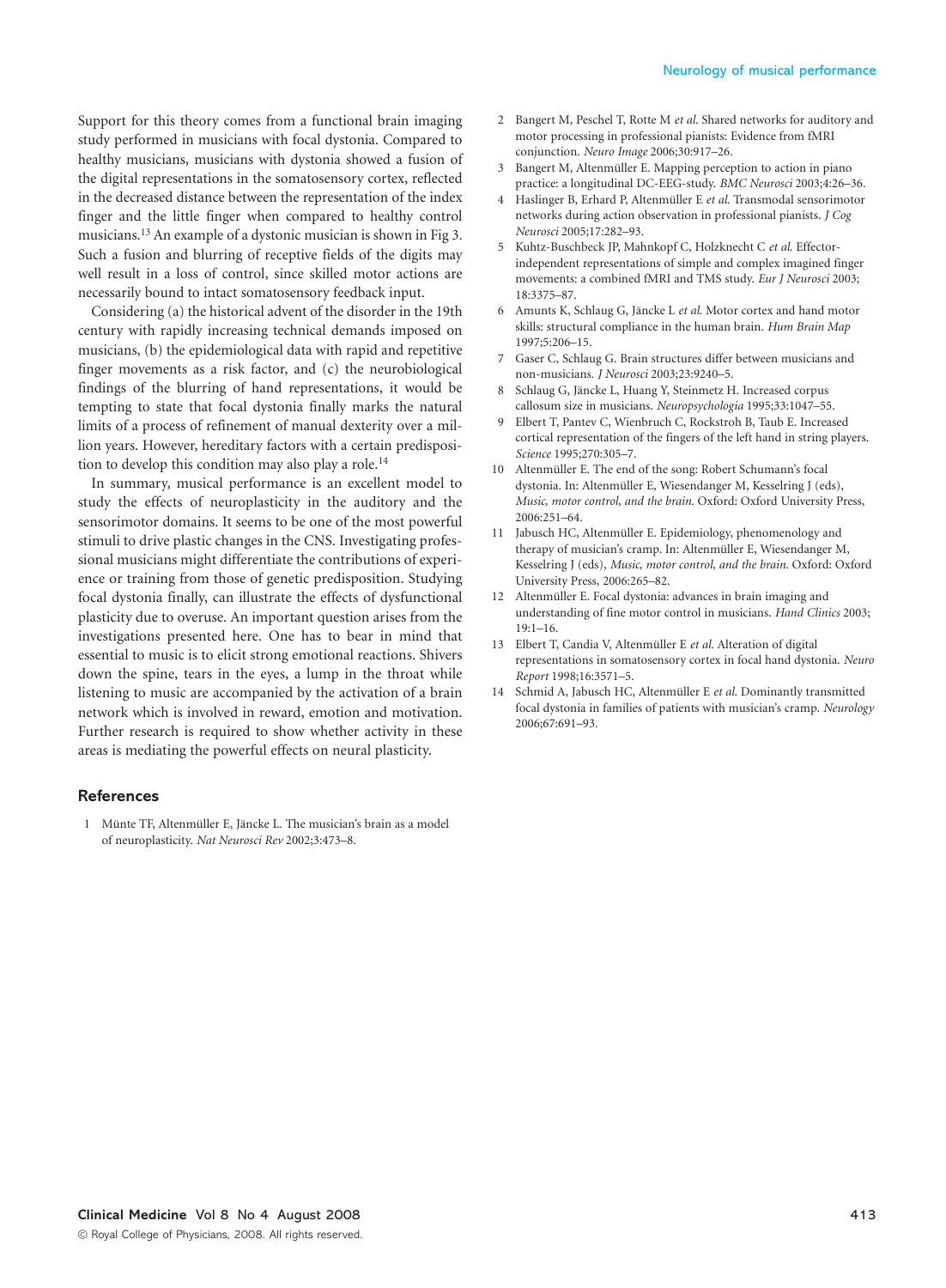Support for this theory comes from a functional brain imaging study performed in musicians with focal dystonia. Compared to healthy musicians, musicians with dystonia showed a fusion of the digital representations in the somatosensory cortex, reflected in the decreased distance between the representation of the index finger and the little finger when compared to healthy control musicians.[13] An example of a dystonic musician is shown in Fig 3. Such a fusion and blurring of receptive fields of the digits may well result in a loss of control, since skilled motor actions are necessarily bound to intact somatosensory feedback input.

Considering (a) the historical advent of the disorder in the 19th century with rapidly increasing technical demands imposed on musicians, (b) the epidemiological data with rapid and repetitive finger movements as a risk factor, and (c) the neurobiological findings of the blurring of hand representations, it would be tempting to state that focal dystonia finally marks the natural limits of a process of refinement of manual dexterity over a million years. However, hereditary factors with a certain predisposition to develop this condition may also play a role.[14]

In summary, musical performance is an excellent model to study the effects of neuroplasticity in the auditory and the sensorimotor domains. It seems to be one of the most powerful stimuli to drive plastic changes in the CNS. Investigating professional musicians might differentiate the contributions of experience or training from those of genetic predisposition. Studying focal dystonia finally, can illustrate the effects of dysfunctional plasticity due to overuse. An important question arises from the investigations presented here. One has to bear in mind that essential to music is to elicit strong emotional reactions. Shivers down the spine, tears in the eyes, a lump in the throat while listening to music are accompanied by the activation of a brain network which is involved in reward, emotion and motivation. Further research is required to show whether activity in these areas is mediating the powerful effects on neural plasticity.

## References

1. Münte TF, Altenmüller E, Jäncke L. The musician's brain as a model of neuroplasticity. *Nat Neurosci Rev* 2002;3:473–8.
2. Bangert M, Peschel T, Rotte M *et al.* Shared networks for auditory and motor processing in professional pianists: Evidence from fMRI conjunction. *Neuro Image* 2006;30:917–26.
3. Bangert M, Altenmüller E. Mapping perception to action in piano practice: a longitudinal DC-EEG-study. *BMC Neurosci* 2003;4:26–36.
4. Haslinger B, Erhard P, Altenmüller E *et al.* Transmodal sensorimotor networks during action observation in professional pianists. *J Cog Neurosci* 2005;17:282–93.
5. Kuhtz-Buschbeck JP, Mahnkopf C, Holzknecht C *et al.* Effector-independent representations of simple and complex imagined finger movements: a combined fMRI and TMS study. *Eur J Neurosci* 2003; 18:3375–87.
6. Amunts K, Schlaug G, Jäncke L *et al.* Motor cortex and hand motor skills: structural compliance in the human brain. *Hum Brain Map* 1997;5:206–15.
7. Gaser C, Schlaug G. Brain structures differ between musicians and non-musicians. *J Neurosci* 2003;23:9240–5.
8. Schlaug G, Jäncke L, Huang Y, Steinmetz H. Increased corpus callosum size in musicians. *Neuropsychologia* 1995;33:1047–55.
9. Elbert T, Pantev C, Wienbruch C, Rockstroh B, Taub E. Increased cortical representation of the fingers of the left hand in string players. *Science* 1995;270:305–7.
10. Altenmüller E. The end of the song: Robert Schumann's focal dystonia. In: Altenmüller E, Wiesendanger M, Kesselring J (eds), *Music, motor control, and the brain.* Oxford: Oxford University Press, 2006:251–64.
11. Jabusch HC, Altenmüller E. Epidemiology, phenomenology and therapy of musician's cramp. In: Altenmüller E, Wiesendanger M, Kesselring J (eds), *Music, motor control, and the brain.* Oxford: Oxford University Press, 2006:265–82.
12. Altenmüller E. Focal dystonia: advances in brain imaging and understanding of fine motor control in musicians. *Hand Clinics* 2003; 19:1–16.
13. Elbert T, Candia V, Altenmüller E *et al.* Alteration of digital representations in somatosensory cortex in focal hand dystonia. *Neuro Report* 1998;16:3571–5.
14. Schmid A, Jabusch HC, Altenmüller E *et al.* Dominantly transmitted focal dystonia in families of patients with musician's cramp. *Neurology* 2006;67:691–93.